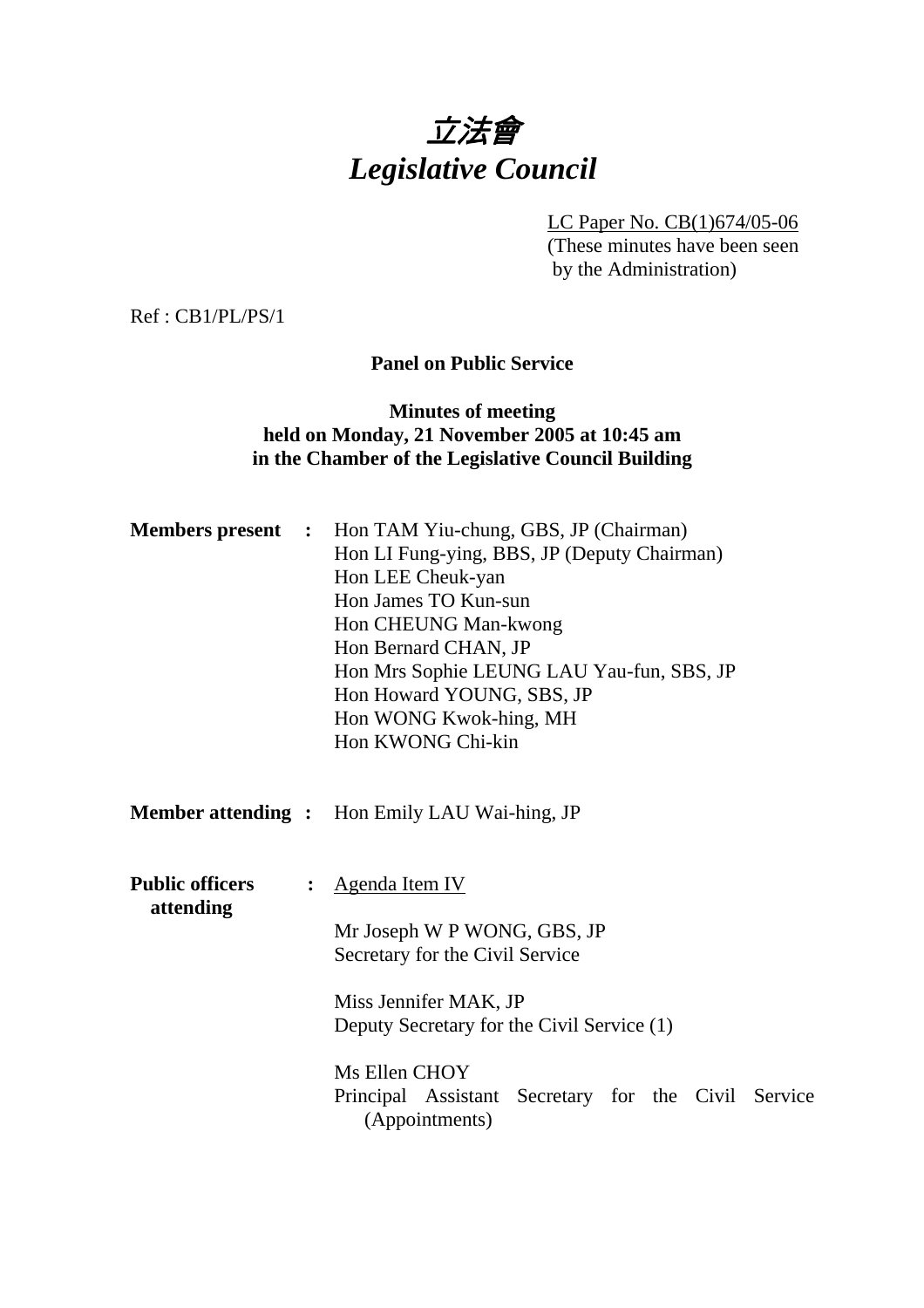# *立法會*
# *Legislative Council*

LC Paper No. CB(1)674/05-06
(These minutes have been seen by the Administration)

Ref : CB1/PL/PS/1

**Panel on Public Service**

**Minutes of meeting**
**held on Monday, 21 November 2005 at 10:45 am**
**in the Chamber of the Legislative Council Building**

**Members present :**
Hon TAM Yiu-chung, GBS, JP (Chairman)
Hon LI Fung-ying, BBS, JP (Deputy Chairman)
Hon LEE Cheuk-yan
Hon James TO Kun-sun
Hon CHEUNG Man-kwong
Hon Bernard CHAN, JP
Hon Mrs Sophie LEUNG LAU Yau-fun, SBS, JP
Hon Howard YOUNG, SBS, JP
Hon WONG Kwok-hing, MH
Hon KWONG Chi-kin

**Member attending :** Hon Emily LAU Wai-hing, JP

**Public officers attending :**
Agenda Item IV

Mr Joseph W P WONG, GBS, JP
Secretary for the Civil Service

Miss Jennifer MAK, JP
Deputy Secretary for the Civil Service (1)

Ms Ellen CHOY
Principal Assistant Secretary for the Civil Service (Appointments)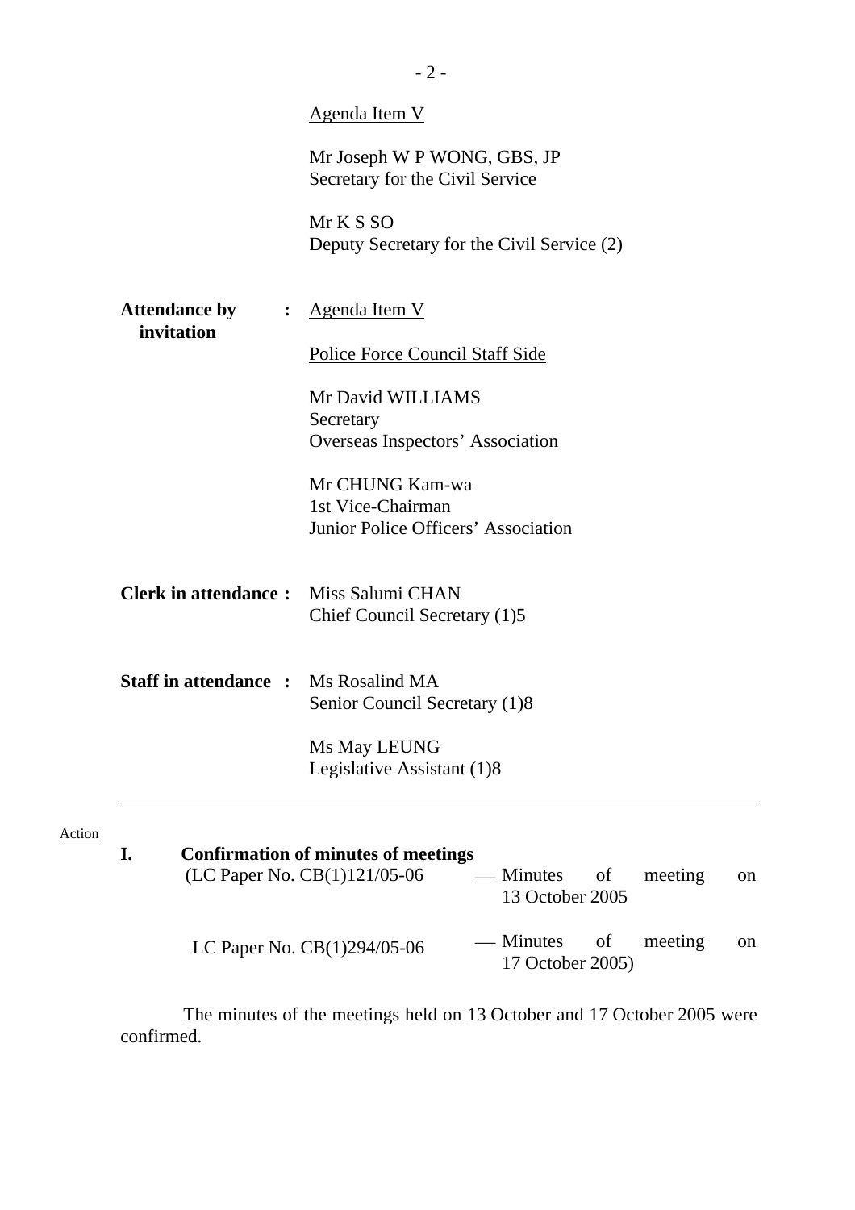Agenda Item V

Mr Joseph W P WONG, GBS, JP
Secretary for the Civil Service

Mr K S SO
Deputy Secretary for the Civil Service (2)

**Attendance by invitation :** Agenda Item V

Police Force Council Staff Side

Mr David WILLIAMS
Secretary
Overseas Inspectors' Association

Mr CHUNG Kam-wa
1st Vice-Chairman
Junior Police Officers' Association

**Clerk in attendance :** Miss Salumi CHAN
Chief Council Secretary (1)5

**Staff in attendance :** Ms Rosalind MA
Senior Council Secretary (1)8

Ms May LEUNG
Legislative Assistant (1)8

---

Action

**I. Confirmation of minutes of meetings**

(LC Paper No. CB(1)121/05-06 — Minutes of meeting on 13 October 2005

LC Paper No. CB(1)294/05-06 — Minutes of meeting on 17 October 2005)

The minutes of the meetings held on 13 October and 17 October 2005 were confirmed.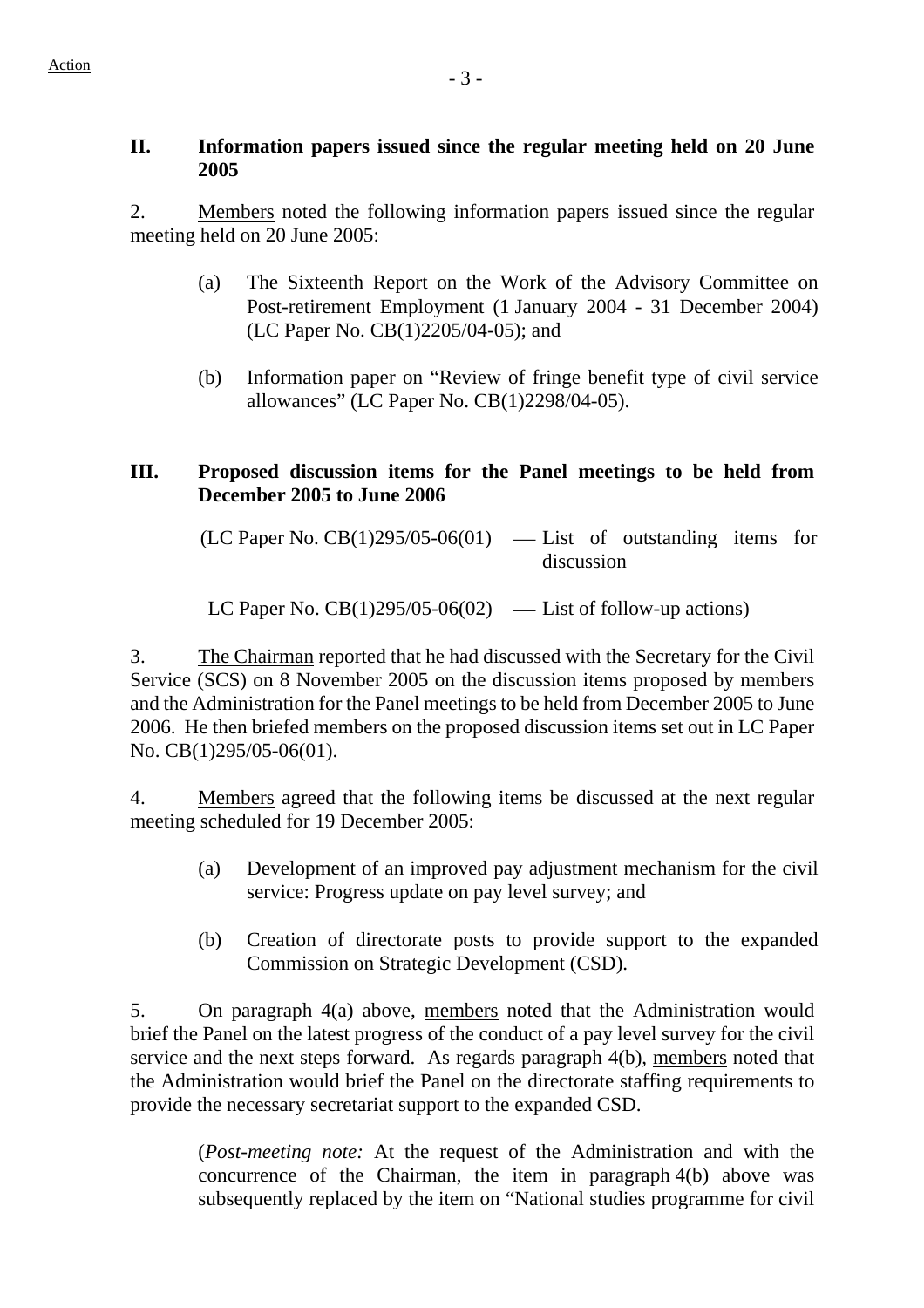## II. Information papers issued since the regular meeting held on 20 June 2005

2. Members noted the following information papers issued since the regular meeting held on 20 June 2005:

(a) The Sixteenth Report on the Work of the Advisory Committee on Post-retirement Employment (1 January 2004 - 31 December 2004) (LC Paper No. CB(1)2205/04-05); and

(b) Information paper on "Review of fringe benefit type of civil service allowances" (LC Paper No. CB(1)2298/04-05).

## III. Proposed discussion items for the Panel meetings to be held from December 2005 to June 2006

(LC Paper No. CB(1)295/05-06(01) — List of outstanding items for discussion

LC Paper No. CB(1)295/05-06(02) — List of follow-up actions)

3. The Chairman reported that he had discussed with the Secretary for the Civil Service (SCS) on 8 November 2005 on the discussion items proposed by members and the Administration for the Panel meetings to be held from December 2005 to June 2006. He then briefed members on the proposed discussion items set out in LC Paper No. CB(1)295/05-06(01).

4. Members agreed that the following items be discussed at the next regular meeting scheduled for 19 December 2005:

(a) Development of an improved pay adjustment mechanism for the civil service: Progress update on pay level survey; and

(b) Creation of directorate posts to provide support to the expanded Commission on Strategic Development (CSD).

5. On paragraph 4(a) above, members noted that the Administration would brief the Panel on the latest progress of the conduct of a pay level survey for the civil service and the next steps forward. As regards paragraph 4(b), members noted that the Administration would brief the Panel on the directorate staffing requirements to provide the necessary secretariat support to the expanded CSD.

(*Post-meeting note:* At the request of the Administration and with the concurrence of the Chairman, the item in paragraph 4(b) above was subsequently replaced by the item on "National studies programme for civil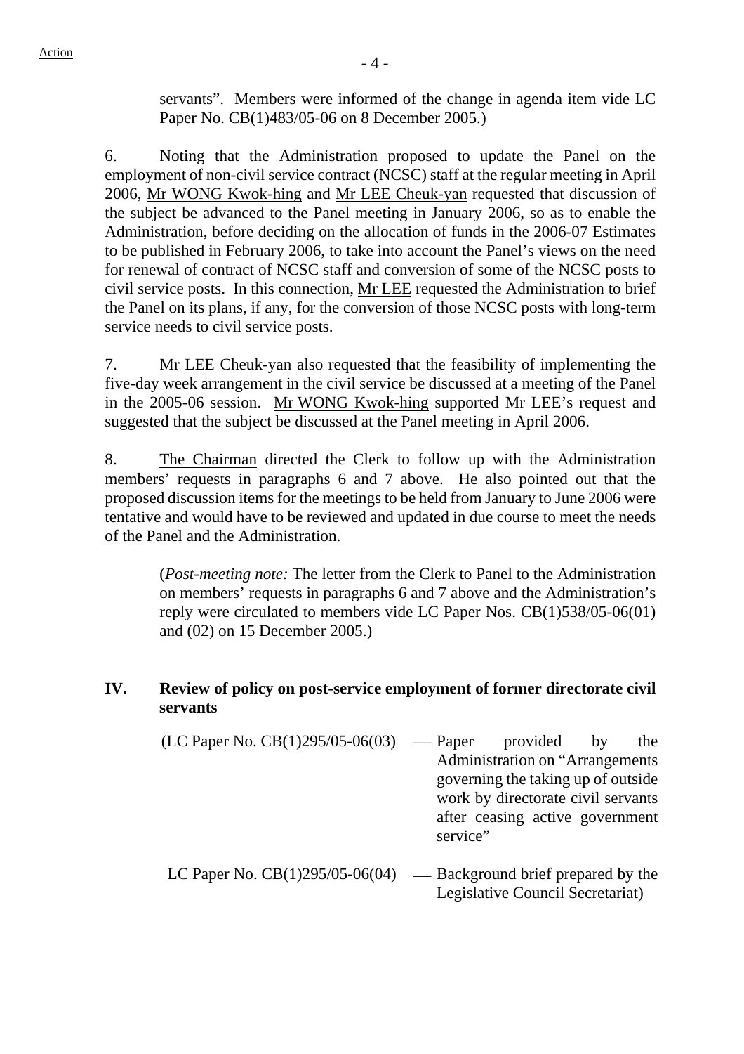servants". Members were informed of the change in agenda item vide LC Paper No. CB(1)483/05-06 on 8 December 2005.)

6. Noting that the Administration proposed to update the Panel on the employment of non-civil service contract (NCSC) staff at the regular meeting in April 2006, Mr WONG Kwok-hing and Mr LEE Cheuk-yan requested that discussion of the subject be advanced to the Panel meeting in January 2006, so as to enable the Administration, before deciding on the allocation of funds in the 2006-07 Estimates to be published in February 2006, to take into account the Panel's views on the need for renewal of contract of NCSC staff and conversion of some of the NCSC posts to civil service posts. In this connection, Mr LEE requested the Administration to brief the Panel on its plans, if any, for the conversion of those NCSC posts with long-term service needs to civil service posts.

7. Mr LEE Cheuk-yan also requested that the feasibility of implementing the five-day week arrangement in the civil service be discussed at a meeting of the Panel in the 2005-06 session. Mr WONG Kwok-hing supported Mr LEE's request and suggested that the subject be discussed at the Panel meeting in April 2006.

8. The Chairman directed the Clerk to follow up with the Administration members' requests in paragraphs 6 and 7 above. He also pointed out that the proposed discussion items for the meetings to be held from January to June 2006 were tentative and would have to be reviewed and updated in due course to meet the needs of the Panel and the Administration.

(*Post-meeting note:* The letter from the Clerk to Panel to the Administration on members' requests in paragraphs 6 and 7 above and the Administration's reply were circulated to members vide LC Paper Nos. CB(1)538/05-06(01) and (02) on 15 December 2005.)

## IV. Review of policy on post-service employment of former directorate civil servants

(LC Paper No. CB(1)295/05-06(03) — Paper provided by the Administration on "Arrangements governing the taking up of outside work by directorate civil servants after ceasing active government service"

LC Paper No. CB(1)295/05-06(04) — Background brief prepared by the Legislative Council Secretariat)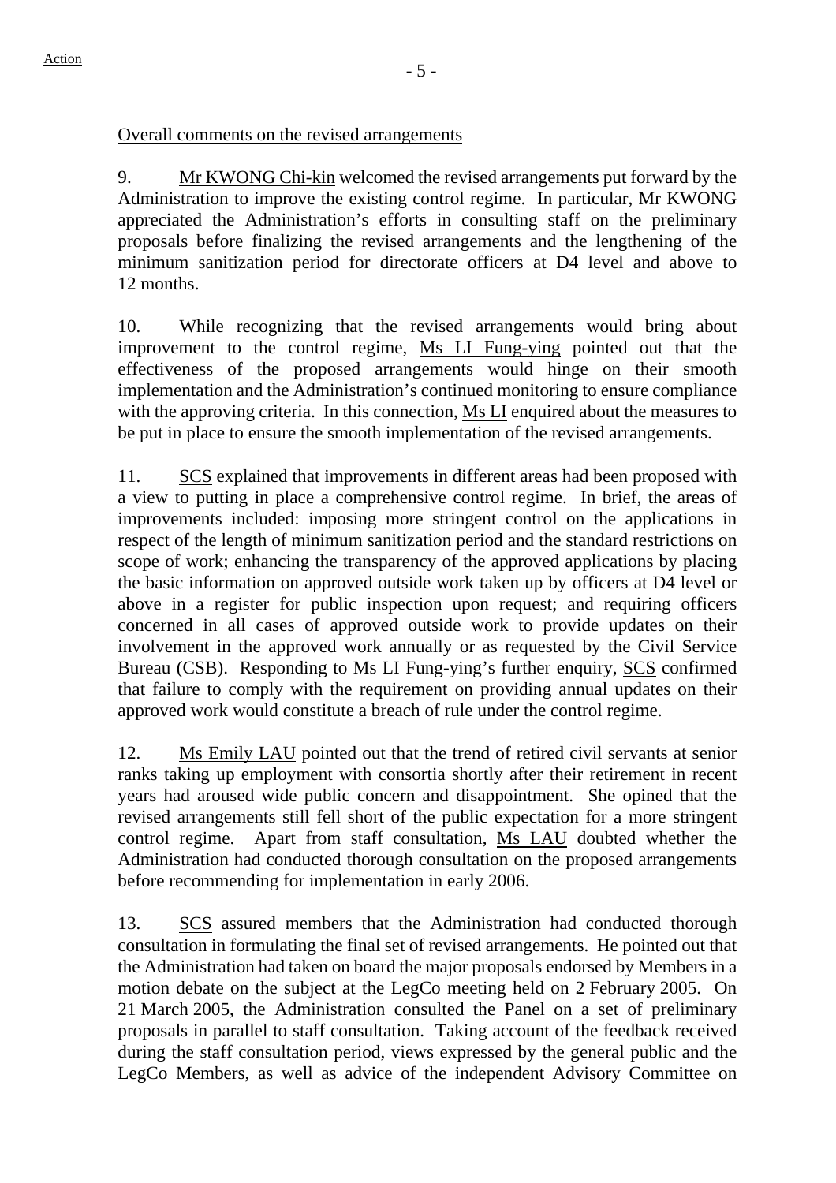Overall comments on the revised arrangements

9. Mr KWONG Chi-kin welcomed the revised arrangements put forward by the Administration to improve the existing control regime. In particular, Mr KWONG appreciated the Administration's efforts in consulting staff on the preliminary proposals before finalizing the revised arrangements and the lengthening of the minimum sanitization period for directorate officers at D4 level and above to 12 months.

10. While recognizing that the revised arrangements would bring about improvement to the control regime, Ms LI Fung-ying pointed out that the effectiveness of the proposed arrangements would hinge on their smooth implementation and the Administration's continued monitoring to ensure compliance with the approving criteria. In this connection, Ms LI enquired about the measures to be put in place to ensure the smooth implementation of the revised arrangements.

11. SCS explained that improvements in different areas had been proposed with a view to putting in place a comprehensive control regime. In brief, the areas of improvements included: imposing more stringent control on the applications in respect of the length of minimum sanitization period and the standard restrictions on scope of work; enhancing the transparency of the approved applications by placing the basic information on approved outside work taken up by officers at D4 level or above in a register for public inspection upon request; and requiring officers concerned in all cases of approved outside work to provide updates on their involvement in the approved work annually or as requested by the Civil Service Bureau (CSB). Responding to Ms LI Fung-ying's further enquiry, SCS confirmed that failure to comply with the requirement on providing annual updates on their approved work would constitute a breach of rule under the control regime.

12. Ms Emily LAU pointed out that the trend of retired civil servants at senior ranks taking up employment with consortia shortly after their retirement in recent years had aroused wide public concern and disappointment. She opined that the revised arrangements still fell short of the public expectation for a more stringent control regime. Apart from staff consultation, Ms LAU doubted whether the Administration had conducted thorough consultation on the proposed arrangements before recommending for implementation in early 2006.

13. SCS assured members that the Administration had conducted thorough consultation in formulating the final set of revised arrangements. He pointed out that the Administration had taken on board the major proposals endorsed by Members in a motion debate on the subject at the LegCo meeting held on 2 February 2005. On 21 March 2005, the Administration consulted the Panel on a set of preliminary proposals in parallel to staff consultation. Taking account of the feedback received during the staff consultation period, views expressed by the general public and the LegCo Members, as well as advice of the independent Advisory Committee on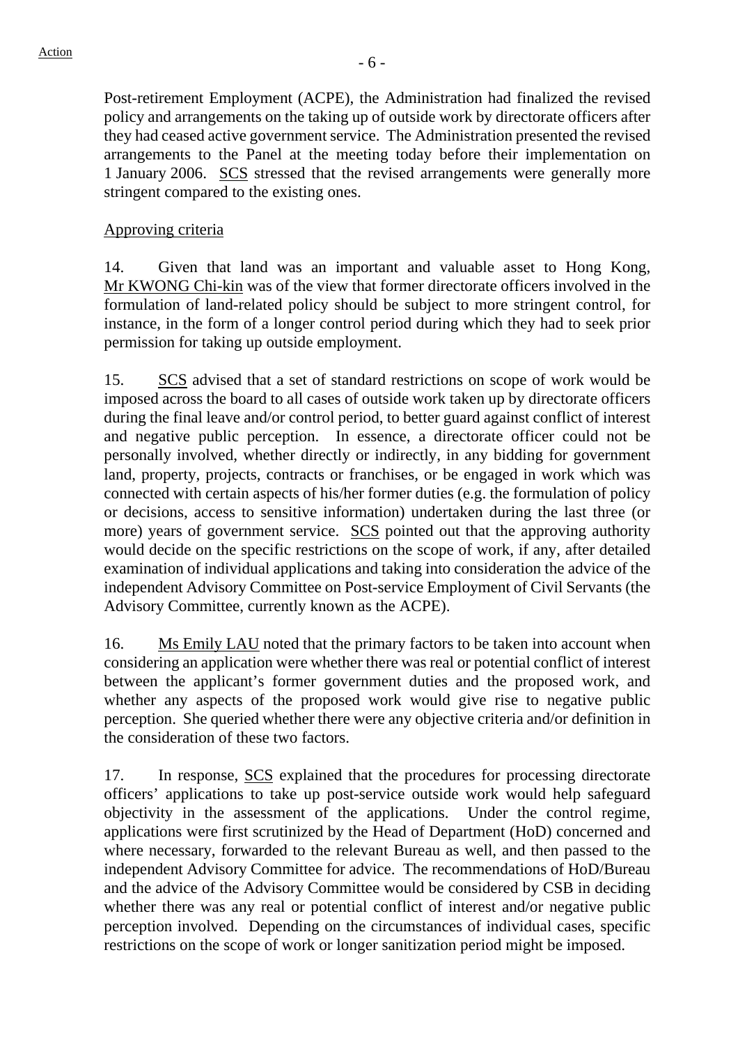Post-retirement Employment (ACPE), the Administration had finalized the revised policy and arrangements on the taking up of outside work by directorate officers after they had ceased active government service. The Administration presented the revised arrangements to the Panel at the meeting today before their implementation on 1 January 2006. SCS stressed that the revised arrangements were generally more stringent compared to the existing ones.

Approving criteria

14. Given that land was an important and valuable asset to Hong Kong, Mr KWONG Chi-kin was of the view that former directorate officers involved in the formulation of land-related policy should be subject to more stringent control, for instance, in the form of a longer control period during which they had to seek prior permission for taking up outside employment.

15. SCS advised that a set of standard restrictions on scope of work would be imposed across the board to all cases of outside work taken up by directorate officers during the final leave and/or control period, to better guard against conflict of interest and negative public perception. In essence, a directorate officer could not be personally involved, whether directly or indirectly, in any bidding for government land, property, projects, contracts or franchises, or be engaged in work which was connected with certain aspects of his/her former duties (e.g. the formulation of policy or decisions, access to sensitive information) undertaken during the last three (or more) years of government service. SCS pointed out that the approving authority would decide on the specific restrictions on the scope of work, if any, after detailed examination of individual applications and taking into consideration the advice of the independent Advisory Committee on Post-service Employment of Civil Servants (the Advisory Committee, currently known as the ACPE).

16. Ms Emily LAU noted that the primary factors to be taken into account when considering an application were whether there was real or potential conflict of interest between the applicant's former government duties and the proposed work, and whether any aspects of the proposed work would give rise to negative public perception. She queried whether there were any objective criteria and/or definition in the consideration of these two factors.

17. In response, SCS explained that the procedures for processing directorate officers' applications to take up post-service outside work would help safeguard objectivity in the assessment of the applications. Under the control regime, applications were first scrutinized by the Head of Department (HoD) concerned and where necessary, forwarded to the relevant Bureau as well, and then passed to the independent Advisory Committee for advice. The recommendations of HoD/Bureau and the advice of the Advisory Committee would be considered by CSB in deciding whether there was any real or potential conflict of interest and/or negative public perception involved. Depending on the circumstances of individual cases, specific restrictions on the scope of work or longer sanitization period might be imposed.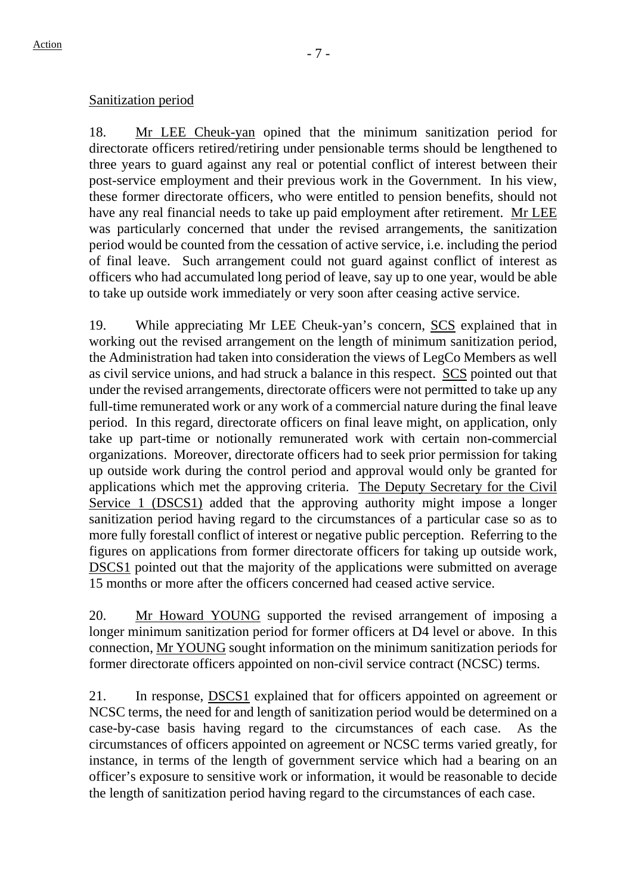Sanitization period

18. Mr LEE Cheuk-yan opined that the minimum sanitization period for directorate officers retired/retiring under pensionable terms should be lengthened to three years to guard against any real or potential conflict of interest between their post-service employment and their previous work in the Government. In his view, these former directorate officers, who were entitled to pension benefits, should not have any real financial needs to take up paid employment after retirement. Mr LEE was particularly concerned that under the revised arrangements, the sanitization period would be counted from the cessation of active service, i.e. including the period of final leave. Such arrangement could not guard against conflict of interest as officers who had accumulated long period of leave, say up to one year, would be able to take up outside work immediately or very soon after ceasing active service.

19. While appreciating Mr LEE Cheuk-yan's concern, SCS explained that in working out the revised arrangement on the length of minimum sanitization period, the Administration had taken into consideration the views of LegCo Members as well as civil service unions, and had struck a balance in this respect. SCS pointed out that under the revised arrangements, directorate officers were not permitted to take up any full-time remunerated work or any work of a commercial nature during the final leave period. In this regard, directorate officers on final leave might, on application, only take up part-time or notionally remunerated work with certain non-commercial organizations. Moreover, directorate officers had to seek prior permission for taking up outside work during the control period and approval would only be granted for applications which met the approving criteria. The Deputy Secretary for the Civil Service 1 (DSCS1) added that the approving authority might impose a longer sanitization period having regard to the circumstances of a particular case so as to more fully forestall conflict of interest or negative public perception. Referring to the figures on applications from former directorate officers for taking up outside work, DSCS1 pointed out that the majority of the applications were submitted on average 15 months or more after the officers concerned had ceased active service.

20. Mr Howard YOUNG supported the revised arrangement of imposing a longer minimum sanitization period for former officers at D4 level or above. In this connection, Mr YOUNG sought information on the minimum sanitization periods for former directorate officers appointed on non-civil service contract (NCSC) terms.

21. In response, DSCS1 explained that for officers appointed on agreement or NCSC terms, the need for and length of sanitization period would be determined on a case-by-case basis having regard to the circumstances of each case. As the circumstances of officers appointed on agreement or NCSC terms varied greatly, for instance, in terms of the length of government service which had a bearing on an officer's exposure to sensitive work or information, it would be reasonable to decide the length of sanitization period having regard to the circumstances of each case.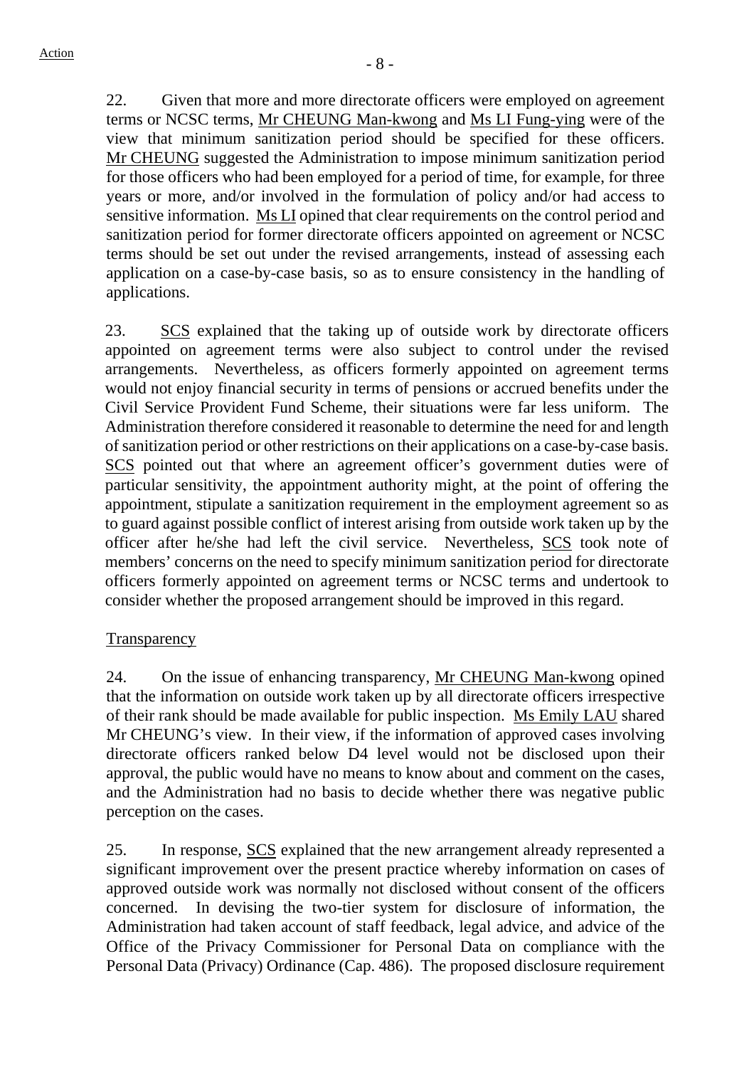22. Given that more and more directorate officers were employed on agreement terms or NCSC terms, Mr CHEUNG Man-kwong and Ms LI Fung-ying were of the view that minimum sanitization period should be specified for these officers. Mr CHEUNG suggested the Administration to impose minimum sanitization period for those officers who had been employed for a period of time, for example, for three years or more, and/or involved in the formulation of policy and/or had access to sensitive information. Ms LI opined that clear requirements on the control period and sanitization period for former directorate officers appointed on agreement or NCSC terms should be set out under the revised arrangements, instead of assessing each application on a case-by-case basis, so as to ensure consistency in the handling of applications.

23. SCS explained that the taking up of outside work by directorate officers appointed on agreement terms were also subject to control under the revised arrangements. Nevertheless, as officers formerly appointed on agreement terms would not enjoy financial security in terms of pensions or accrued benefits under the Civil Service Provident Fund Scheme, their situations were far less uniform. The Administration therefore considered it reasonable to determine the need for and length of sanitization period or other restrictions on their applications on a case-by-case basis. SCS pointed out that where an agreement officer's government duties were of particular sensitivity, the appointment authority might, at the point of offering the appointment, stipulate a sanitization requirement in the employment agreement so as to guard against possible conflict of interest arising from outside work taken up by the officer after he/she had left the civil service. Nevertheless, SCS took note of members' concerns on the need to specify minimum sanitization period for directorate officers formerly appointed on agreement terms or NCSC terms and undertook to consider whether the proposed arrangement should be improved in this regard.

Transparency

24. On the issue of enhancing transparency, Mr CHEUNG Man-kwong opined that the information on outside work taken up by all directorate officers irrespective of their rank should be made available for public inspection. Ms Emily LAU shared Mr CHEUNG's view. In their view, if the information of approved cases involving directorate officers ranked below D4 level would not be disclosed upon their approval, the public would have no means to know about and comment on the cases, and the Administration had no basis to decide whether there was negative public perception on the cases.

25. In response, SCS explained that the new arrangement already represented a significant improvement over the present practice whereby information on cases of approved outside work was normally not disclosed without consent of the officers concerned. In devising the two-tier system for disclosure of information, the Administration had taken account of staff feedback, legal advice, and advice of the Office of the Privacy Commissioner for Personal Data on compliance with the Personal Data (Privacy) Ordinance (Cap. 486). The proposed disclosure requirement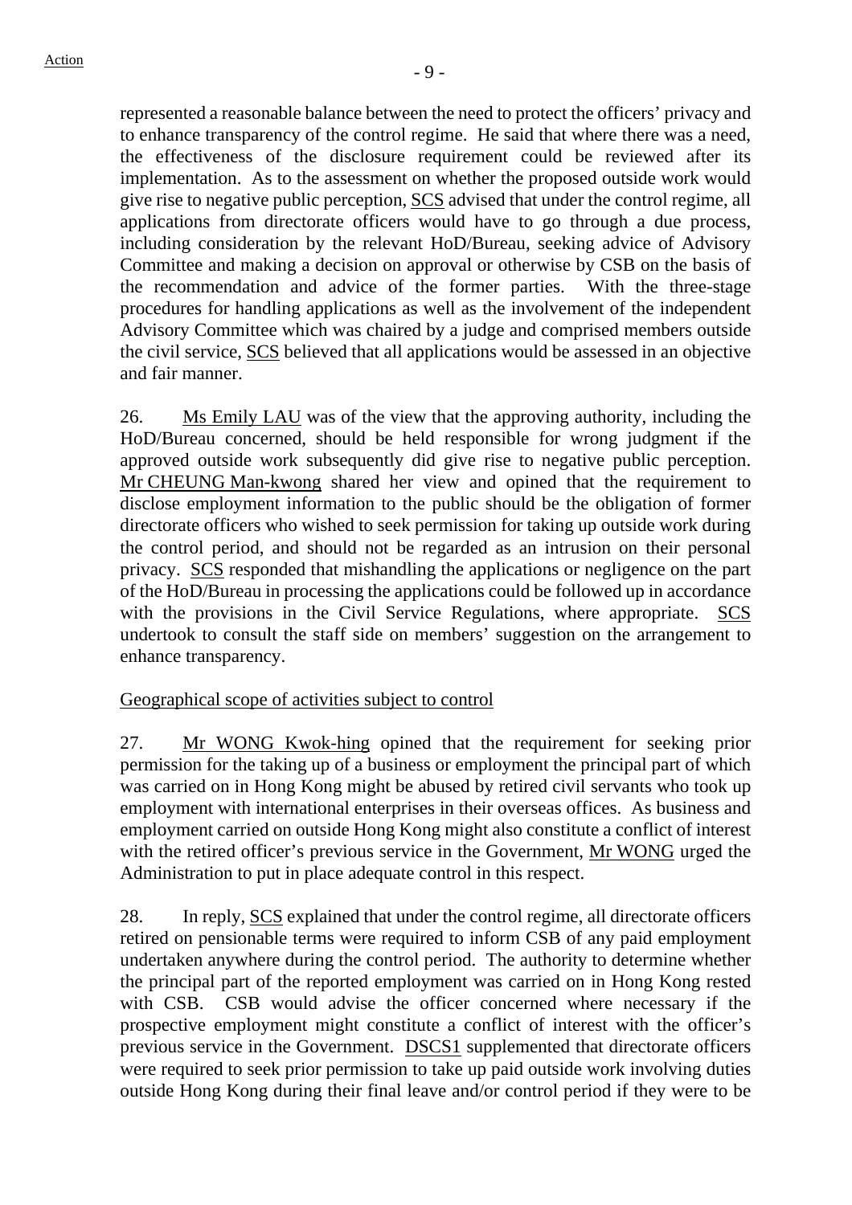represented a reasonable balance between the need to protect the officers' privacy and to enhance transparency of the control regime. He said that where there was a need, the effectiveness of the disclosure requirement could be reviewed after its implementation. As to the assessment on whether the proposed outside work would give rise to negative public perception, SCS advised that under the control regime, all applications from directorate officers would have to go through a due process, including consideration by the relevant HoD/Bureau, seeking advice of Advisory Committee and making a decision on approval or otherwise by CSB on the basis of the recommendation and advice of the former parties. With the three-stage procedures for handling applications as well as the involvement of the independent Advisory Committee which was chaired by a judge and comprised members outside the civil service, SCS believed that all applications would be assessed in an objective and fair manner.

26. Ms Emily LAU was of the view that the approving authority, including the HoD/Bureau concerned, should be held responsible for wrong judgment if the approved outside work subsequently did give rise to negative public perception. Mr CHEUNG Man-kwong shared her view and opined that the requirement to disclose employment information to the public should be the obligation of former directorate officers who wished to seek permission for taking up outside work during the control period, and should not be regarded as an intrusion on their personal privacy. SCS responded that mishandling the applications or negligence on the part of the HoD/Bureau in processing the applications could be followed up in accordance with the provisions in the Civil Service Regulations, where appropriate. SCS undertook to consult the staff side on members' suggestion on the arrangement to enhance transparency.

Geographical scope of activities subject to control

27. Mr WONG Kwok-hing opined that the requirement for seeking prior permission for the taking up of a business or employment the principal part of which was carried on in Hong Kong might be abused by retired civil servants who took up employment with international enterprises in their overseas offices. As business and employment carried on outside Hong Kong might also constitute a conflict of interest with the retired officer's previous service in the Government, Mr WONG urged the Administration to put in place adequate control in this respect.

28. In reply, SCS explained that under the control regime, all directorate officers retired on pensionable terms were required to inform CSB of any paid employment undertaken anywhere during the control period. The authority to determine whether the principal part of the reported employment was carried on in Hong Kong rested with CSB. CSB would advise the officer concerned where necessary if the prospective employment might constitute a conflict of interest with the officer's previous service in the Government. DSCS1 supplemented that directorate officers were required to seek prior permission to take up paid outside work involving duties outside Hong Kong during their final leave and/or control period if they were to be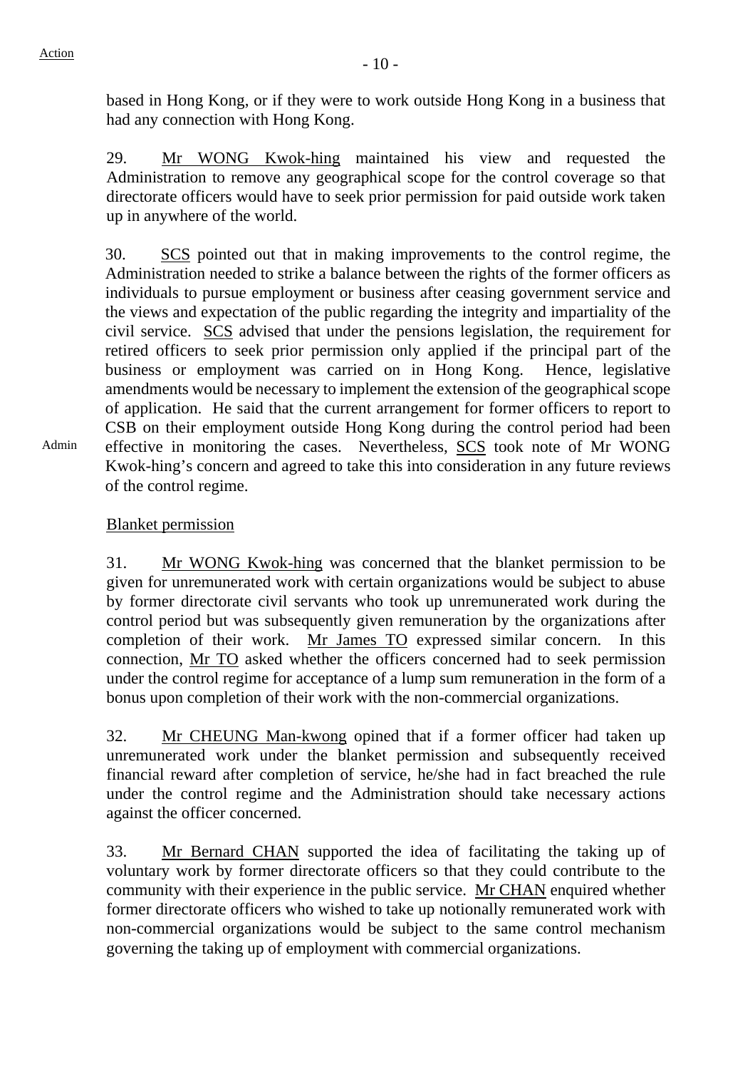based in Hong Kong, or if they were to work outside Hong Kong in a business that had any connection with Hong Kong.

29. Mr WONG Kwok-hing maintained his view and requested the Administration to remove any geographical scope for the control coverage so that directorate officers would have to seek prior permission for paid outside work taken up in anywhere of the world.

30. SCS pointed out that in making improvements to the control regime, the Administration needed to strike a balance between the rights of the former officers as individuals to pursue employment or business after ceasing government service and the views and expectation of the public regarding the integrity and impartiality of the civil service. SCS advised that under the pensions legislation, the requirement for retired officers to seek prior permission only applied if the principal part of the business or employment was carried on in Hong Kong. Hence, legislative amendments would be necessary to implement the extension of the geographical scope of application. He said that the current arrangement for former officers to report to CSB on their employment outside Hong Kong during the control period had been effective in monitoring the cases. Nevertheless, SCS took note of Mr WONG Kwok-hing's concern and agreed to take this into consideration in any future reviews of the control regime.

Admin

Blanket permission

31. Mr WONG Kwok-hing was concerned that the blanket permission to be given for unremunerated work with certain organizations would be subject to abuse by former directorate civil servants who took up unremunerated work during the control period but was subsequently given remuneration by the organizations after completion of their work. Mr James TO expressed similar concern. In this connection, Mr TO asked whether the officers concerned had to seek permission under the control regime for acceptance of a lump sum remuneration in the form of a bonus upon completion of their work with the non-commercial organizations.

32. Mr CHEUNG Man-kwong opined that if a former officer had taken up unremunerated work under the blanket permission and subsequently received financial reward after completion of service, he/she had in fact breached the rule under the control regime and the Administration should take necessary actions against the officer concerned.

33. Mr Bernard CHAN supported the idea of facilitating the taking up of voluntary work by former directorate officers so that they could contribute to the community with their experience in the public service. Mr CHAN enquired whether former directorate officers who wished to take up notionally remunerated work with non-commercial organizations would be subject to the same control mechanism governing the taking up of employment with commercial organizations.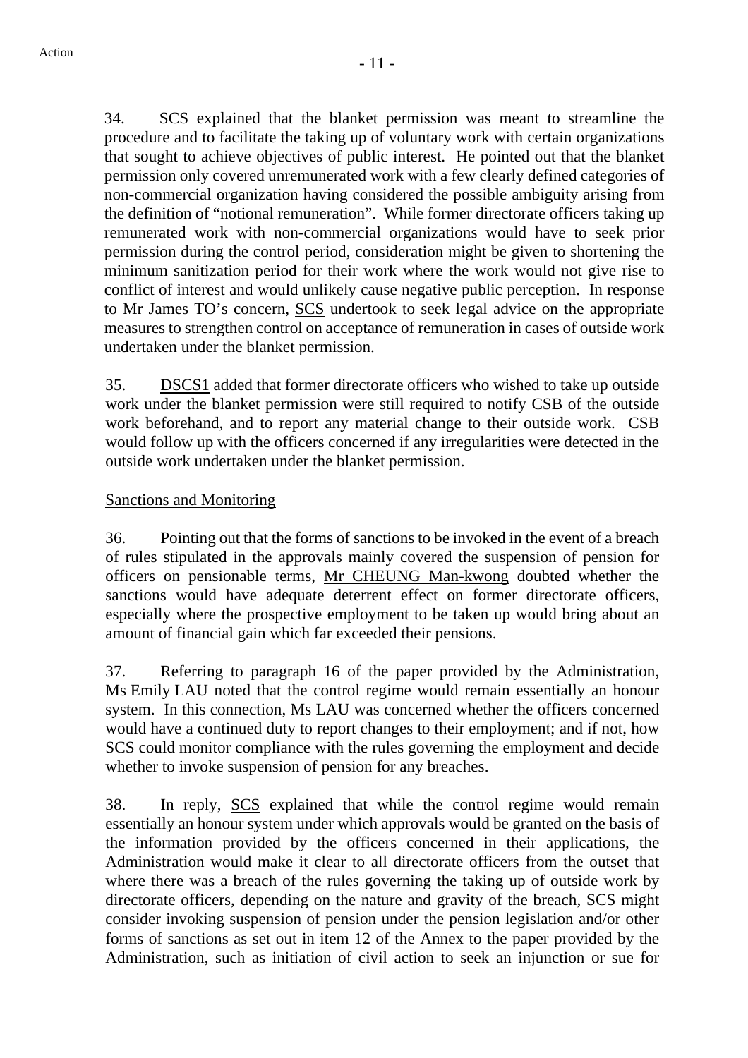34. SCS explained that the blanket permission was meant to streamline the procedure and to facilitate the taking up of voluntary work with certain organizations that sought to achieve objectives of public interest. He pointed out that the blanket permission only covered unremunerated work with a few clearly defined categories of non-commercial organization having considered the possible ambiguity arising from the definition of "notional remuneration". While former directorate officers taking up remunerated work with non-commercial organizations would have to seek prior permission during the control period, consideration might be given to shortening the minimum sanitization period for their work where the work would not give rise to conflict of interest and would unlikely cause negative public perception. In response to Mr James TO's concern, SCS undertook to seek legal advice on the appropriate measures to strengthen control on acceptance of remuneration in cases of outside work undertaken under the blanket permission.

35. DSCS1 added that former directorate officers who wished to take up outside work under the blanket permission were still required to notify CSB of the outside work beforehand, and to report any material change to their outside work. CSB would follow up with the officers concerned if any irregularities were detected in the outside work undertaken under the blanket permission.

Sanctions and Monitoring

36. Pointing out that the forms of sanctions to be invoked in the event of a breach of rules stipulated in the approvals mainly covered the suspension of pension for officers on pensionable terms, Mr CHEUNG Man-kwong doubted whether the sanctions would have adequate deterrent effect on former directorate officers, especially where the prospective employment to be taken up would bring about an amount of financial gain which far exceeded their pensions.

37. Referring to paragraph 16 of the paper provided by the Administration, Ms Emily LAU noted that the control regime would remain essentially an honour system. In this connection, Ms LAU was concerned whether the officers concerned would have a continued duty to report changes to their employment; and if not, how SCS could monitor compliance with the rules governing the employment and decide whether to invoke suspension of pension for any breaches.

38. In reply, SCS explained that while the control regime would remain essentially an honour system under which approvals would be granted on the basis of the information provided by the officers concerned in their applications, the Administration would make it clear to all directorate officers from the outset that where there was a breach of the rules governing the taking up of outside work by directorate officers, depending on the nature and gravity of the breach, SCS might consider invoking suspension of pension under the pension legislation and/or other forms of sanctions as set out in item 12 of the Annex to the paper provided by the Administration, such as initiation of civil action to seek an injunction or sue for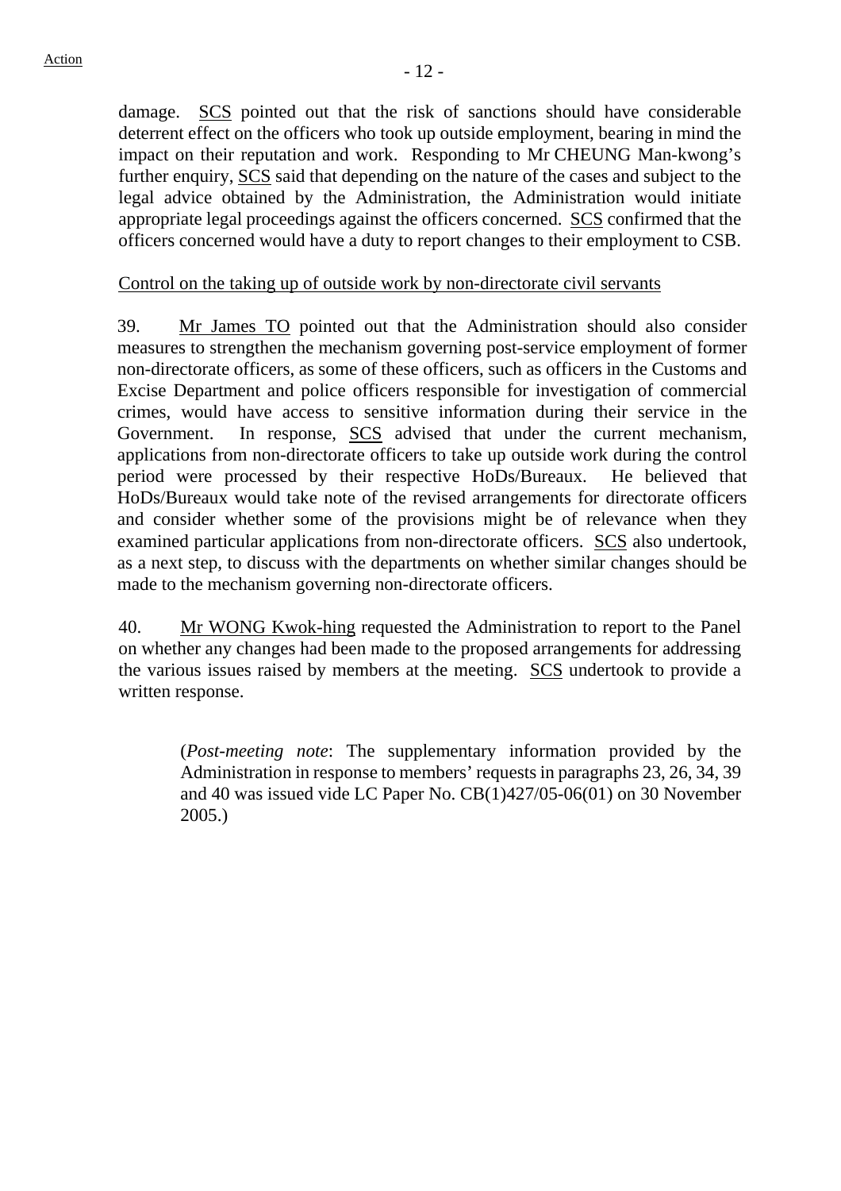damage. SCS pointed out that the risk of sanctions should have considerable deterrent effect on the officers who took up outside employment, bearing in mind the impact on their reputation and work. Responding to Mr CHEUNG Man-kwong's further enquiry, SCS said that depending on the nature of the cases and subject to the legal advice obtained by the Administration, the Administration would initiate appropriate legal proceedings against the officers concerned. SCS confirmed that the officers concerned would have a duty to report changes to their employment to CSB.

Control on the taking up of outside work by non-directorate civil servants

39. Mr James TO pointed out that the Administration should also consider measures to strengthen the mechanism governing post-service employment of former non-directorate officers, as some of these officers, such as officers in the Customs and Excise Department and police officers responsible for investigation of commercial crimes, would have access to sensitive information during their service in the Government. In response, SCS advised that under the current mechanism, applications from non-directorate officers to take up outside work during the control period were processed by their respective HoDs/Bureaux. He believed that HoDs/Bureaux would take note of the revised arrangements for directorate officers and consider whether some of the provisions might be of relevance when they examined particular applications from non-directorate officers. SCS also undertook, as a next step, to discuss with the departments on whether similar changes should be made to the mechanism governing non-directorate officers.

40. Mr WONG Kwok-hing requested the Administration to report to the Panel on whether any changes had been made to the proposed arrangements for addressing the various issues raised by members at the meeting. SCS undertook to provide a written response.

> (*Post-meeting note*: The supplementary information provided by the Administration in response to members' requests in paragraphs 23, 26, 34, 39 and 40 was issued vide LC Paper No. CB(1)427/05-06(01) on 30 November 2005.)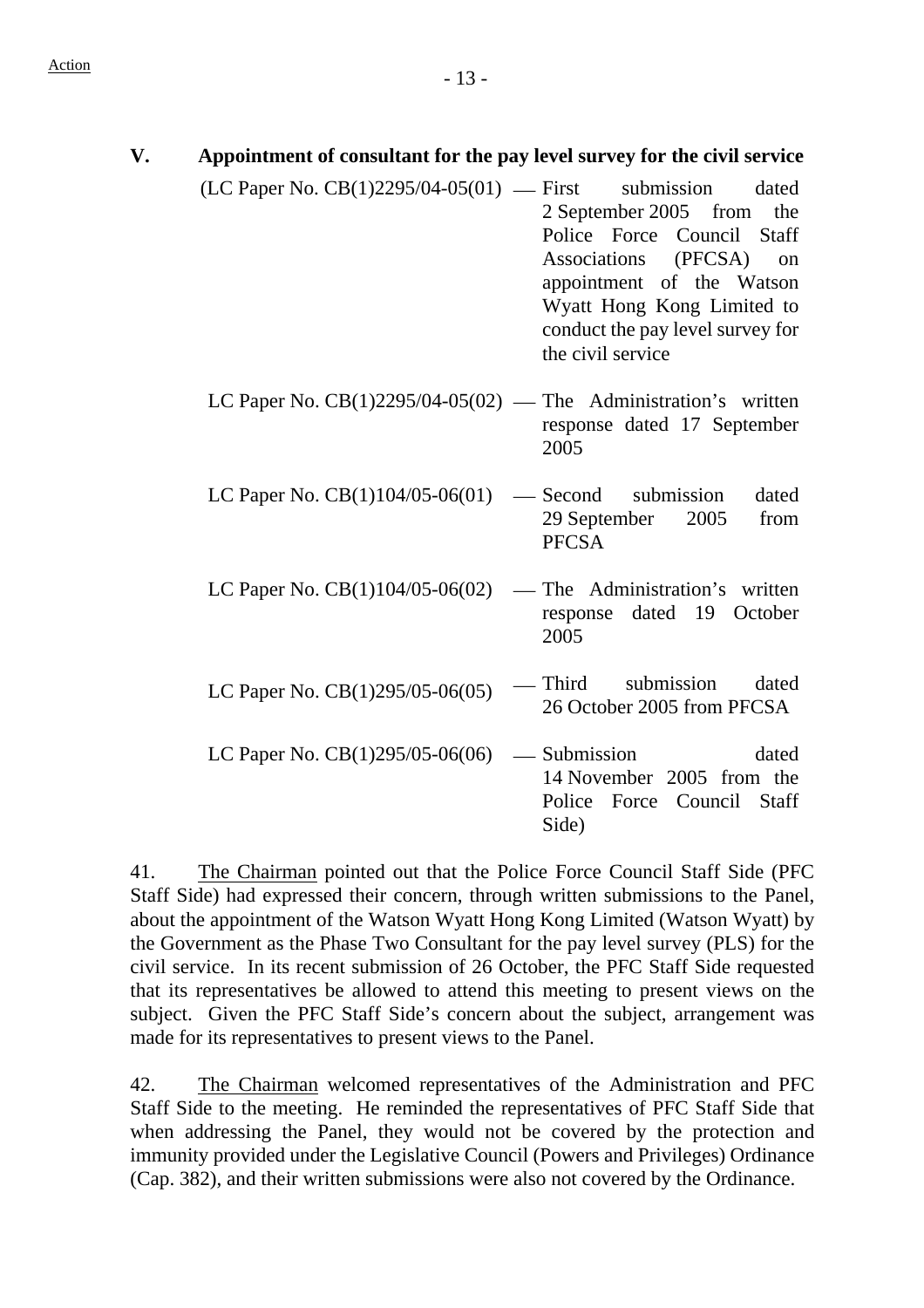Action

## V. Appointment of consultant for the pay level survey for the civil service

(LC Paper No. CB(1)2295/04-05(01) — First submission dated 2 September 2005 from the Police Force Council Staff Associations (PFCSA) on appointment of the Watson Wyatt Hong Kong Limited to conduct the pay level survey for the civil service

LC Paper No. CB(1)2295/04-05(02) — The Administration's written response dated 17 September 2005

LC Paper No. CB(1)104/05-06(01) — Second submission dated 29 September 2005 from PFCSA

LC Paper No. CB(1)104/05-06(02) — The Administration's written response dated 19 October 2005

LC Paper No. CB(1)295/05-06(05) — Third submission dated 26 October 2005 from PFCSA

LC Paper No. CB(1)295/05-06(06) — Submission dated 14 November 2005 from the Police Force Council Staff Side)

41. The Chairman pointed out that the Police Force Council Staff Side (PFC Staff Side) had expressed their concern, through written submissions to the Panel, about the appointment of the Watson Wyatt Hong Kong Limited (Watson Wyatt) by the Government as the Phase Two Consultant for the pay level survey (PLS) for the civil service. In its recent submission of 26 October, the PFC Staff Side requested that its representatives be allowed to attend this meeting to present views on the subject. Given the PFC Staff Side's concern about the subject, arrangement was made for its representatives to present views to the Panel.

42. The Chairman welcomed representatives of the Administration and PFC Staff Side to the meeting. He reminded the representatives of PFC Staff Side that when addressing the Panel, they would not be covered by the protection and immunity provided under the Legislative Council (Powers and Privileges) Ordinance (Cap. 382), and their written submissions were also not covered by the Ordinance.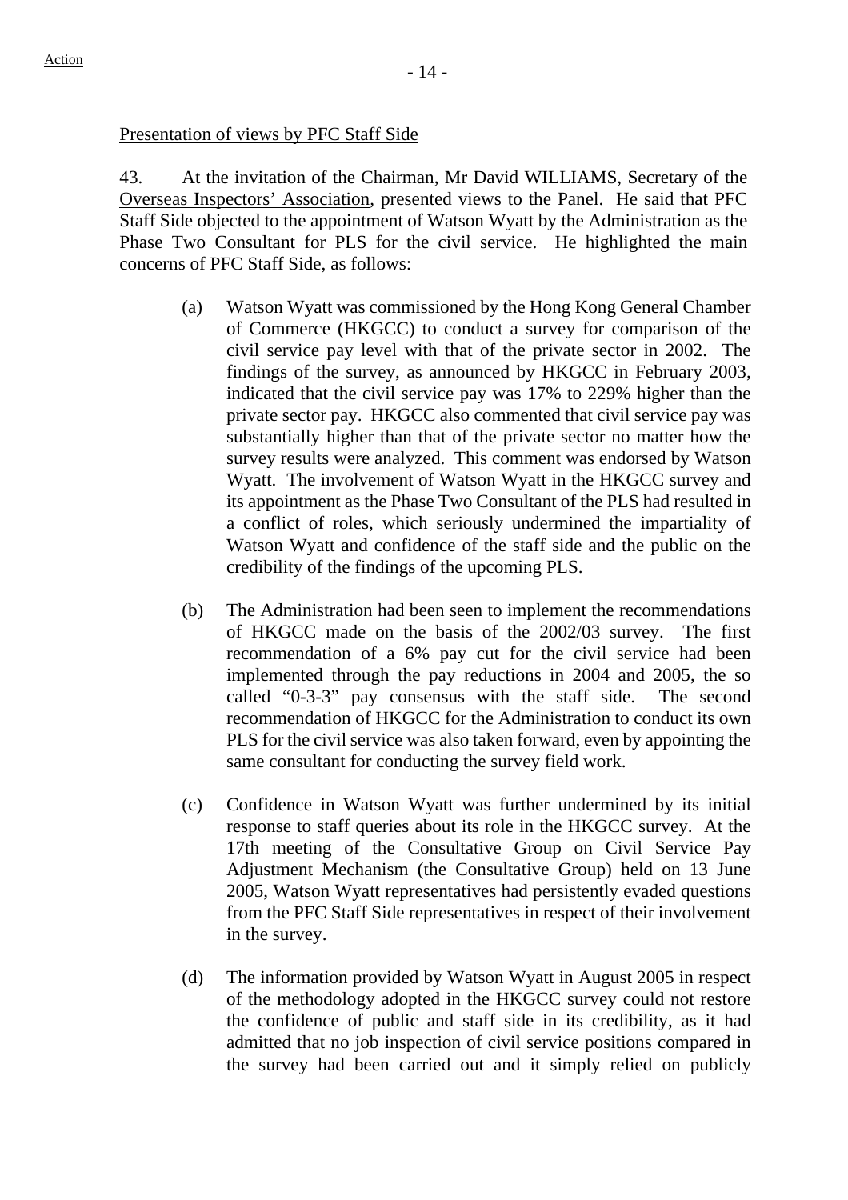Action

Presentation of views by PFC Staff Side

43. At the invitation of the Chairman, Mr David WILLIAMS, Secretary of the Overseas Inspectors' Association, presented views to the Panel. He said that PFC Staff Side objected to the appointment of Watson Wyatt by the Administration as the Phase Two Consultant for PLS for the civil service. He highlighted the main concerns of PFC Staff Side, as follows:

(a) Watson Wyatt was commissioned by the Hong Kong General Chamber of Commerce (HKGCC) to conduct a survey for comparison of the civil service pay level with that of the private sector in 2002. The findings of the survey, as announced by HKGCC in February 2003, indicated that the civil service pay was 17% to 229% higher than the private sector pay. HKGCC also commented that civil service pay was substantially higher than that of the private sector no matter how the survey results were analyzed. This comment was endorsed by Watson Wyatt. The involvement of Watson Wyatt in the HKGCC survey and its appointment as the Phase Two Consultant of the PLS had resulted in a conflict of roles, which seriously undermined the impartiality of Watson Wyatt and confidence of the staff side and the public on the credibility of the findings of the upcoming PLS.

(b) The Administration had been seen to implement the recommendations of HKGCC made on the basis of the 2002/03 survey. The first recommendation of a 6% pay cut for the civil service had been implemented through the pay reductions in 2004 and 2005, the so called "0-3-3" pay consensus with the staff side. The second recommendation of HKGCC for the Administration to conduct its own PLS for the civil service was also taken forward, even by appointing the same consultant for conducting the survey field work.

(c) Confidence in Watson Wyatt was further undermined by its initial response to staff queries about its role in the HKGCC survey. At the 17th meeting of the Consultative Group on Civil Service Pay Adjustment Mechanism (the Consultative Group) held on 13 June 2005, Watson Wyatt representatives had persistently evaded questions from the PFC Staff Side representatives in respect of their involvement in the survey.

(d) The information provided by Watson Wyatt in August 2005 in respect of the methodology adopted in the HKGCC survey could not restore the confidence of public and staff side in its credibility, as it had admitted that no job inspection of civil service positions compared in the survey had been carried out and it simply relied on publicly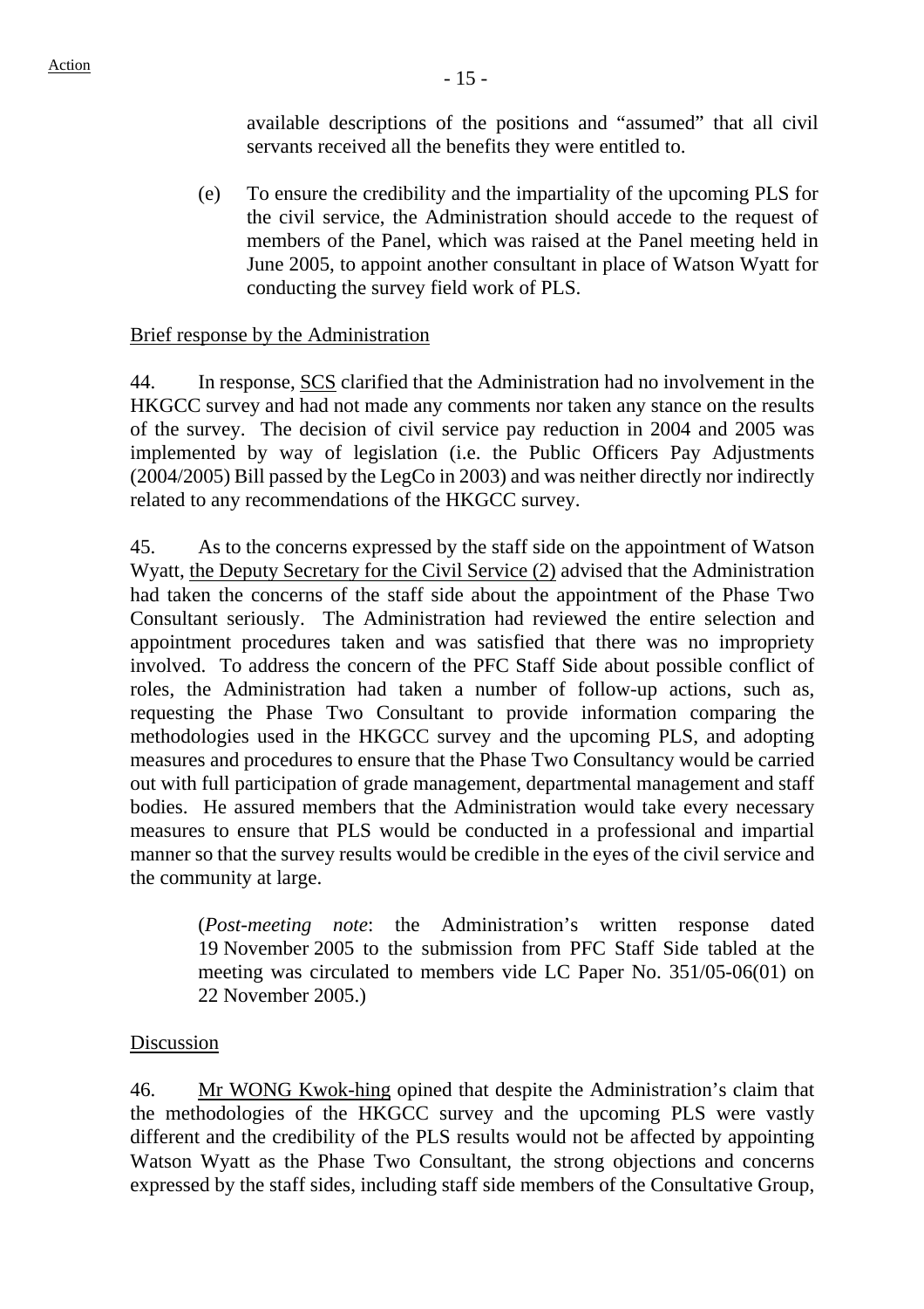available descriptions of the positions and "assumed" that all civil servants received all the benefits they were entitled to.

(e) To ensure the credibility and the impartiality of the upcoming PLS for the civil service, the Administration should accede to the request of members of the Panel, which was raised at the Panel meeting held in June 2005, to appoint another consultant in place of Watson Wyatt for conducting the survey field work of PLS.

Brief response by the Administration

44. In response, SCS clarified that the Administration had no involvement in the HKGCC survey and had not made any comments nor taken any stance on the results of the survey. The decision of civil service pay reduction in 2004 and 2005 was implemented by way of legislation (i.e. the Public Officers Pay Adjustments (2004/2005) Bill passed by the LegCo in 2003) and was neither directly nor indirectly related to any recommendations of the HKGCC survey.

45. As to the concerns expressed by the staff side on the appointment of Watson Wyatt, the Deputy Secretary for the Civil Service (2) advised that the Administration had taken the concerns of the staff side about the appointment of the Phase Two Consultant seriously. The Administration had reviewed the entire selection and appointment procedures taken and was satisfied that there was no impropriety involved. To address the concern of the PFC Staff Side about possible conflict of roles, the Administration had taken a number of follow-up actions, such as, requesting the Phase Two Consultant to provide information comparing the methodologies used in the HKGCC survey and the upcoming PLS, and adopting measures and procedures to ensure that the Phase Two Consultancy would be carried out with full participation of grade management, departmental management and staff bodies. He assured members that the Administration would take every necessary measures to ensure that PLS would be conducted in a professional and impartial manner so that the survey results would be credible in the eyes of the civil service and the community at large.

(*Post-meeting note*: the Administration's written response dated 19 November 2005 to the submission from PFC Staff Side tabled at the meeting was circulated to members vide LC Paper No. 351/05-06(01) on 22 November 2005.)

Discussion

46. Mr WONG Kwok-hing opined that despite the Administration's claim that the methodologies of the HKGCC survey and the upcoming PLS were vastly different and the credibility of the PLS results would not be affected by appointing Watson Wyatt as the Phase Two Consultant, the strong objections and concerns expressed by the staff sides, including staff side members of the Consultative Group,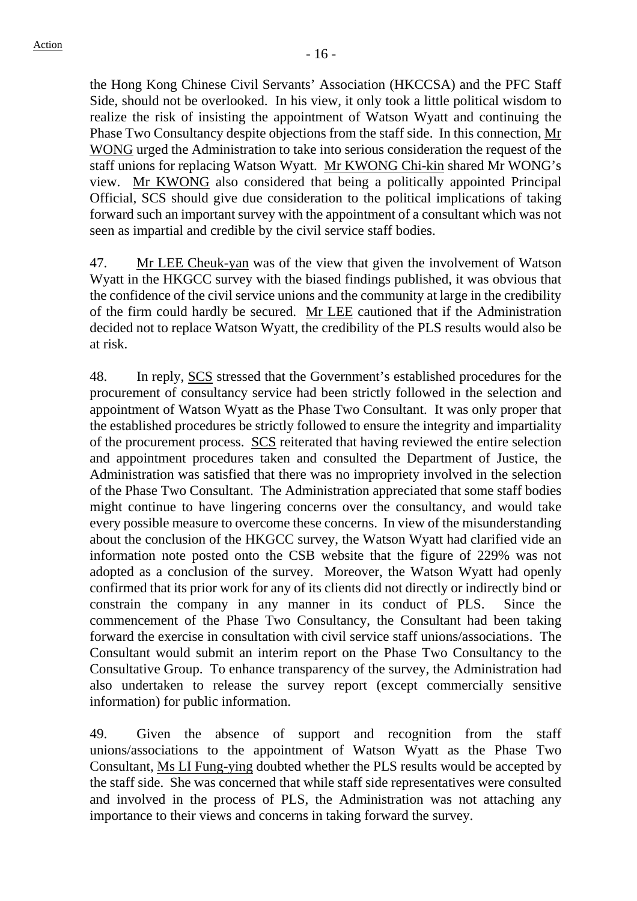the Hong Kong Chinese Civil Servants' Association (HKCCSA) and the PFC Staff Side, should not be overlooked. In his view, it only took a little political wisdom to realize the risk of insisting the appointment of Watson Wyatt and continuing the Phase Two Consultancy despite objections from the staff side. In this connection, Mr WONG urged the Administration to take into serious consideration the request of the staff unions for replacing Watson Wyatt. Mr KWONG Chi-kin shared Mr WONG's view. Mr KWONG also considered that being a politically appointed Principal Official, SCS should give due consideration to the political implications of taking forward such an important survey with the appointment of a consultant which was not seen as impartial and credible by the civil service staff bodies.

47. Mr LEE Cheuk-yan was of the view that given the involvement of Watson Wyatt in the HKGCC survey with the biased findings published, it was obvious that the confidence of the civil service unions and the community at large in the credibility of the firm could hardly be secured. Mr LEE cautioned that if the Administration decided not to replace Watson Wyatt, the credibility of the PLS results would also be at risk.

48. In reply, SCS stressed that the Government's established procedures for the procurement of consultancy service had been strictly followed in the selection and appointment of Watson Wyatt as the Phase Two Consultant. It was only proper that the established procedures be strictly followed to ensure the integrity and impartiality of the procurement process. SCS reiterated that having reviewed the entire selection and appointment procedures taken and consulted the Department of Justice, the Administration was satisfied that there was no impropriety involved in the selection of the Phase Two Consultant. The Administration appreciated that some staff bodies might continue to have lingering concerns over the consultancy, and would take every possible measure to overcome these concerns. In view of the misunderstanding about the conclusion of the HKGCC survey, the Watson Wyatt had clarified vide an information note posted onto the CSB website that the figure of 229% was not adopted as a conclusion of the survey. Moreover, the Watson Wyatt had openly confirmed that its prior work for any of its clients did not directly or indirectly bind or constrain the company in any manner in its conduct of PLS. Since the commencement of the Phase Two Consultancy, the Consultant had been taking forward the exercise in consultation with civil service staff unions/associations. The Consultant would submit an interim report on the Phase Two Consultancy to the Consultative Group. To enhance transparency of the survey, the Administration had also undertaken to release the survey report (except commercially sensitive information) for public information.

49. Given the absence of support and recognition from the staff unions/associations to the appointment of Watson Wyatt as the Phase Two Consultant, Ms LI Fung-ying doubted whether the PLS results would be accepted by the staff side. She was concerned that while staff side representatives were consulted and involved in the process of PLS, the Administration was not attaching any importance to their views and concerns in taking forward the survey.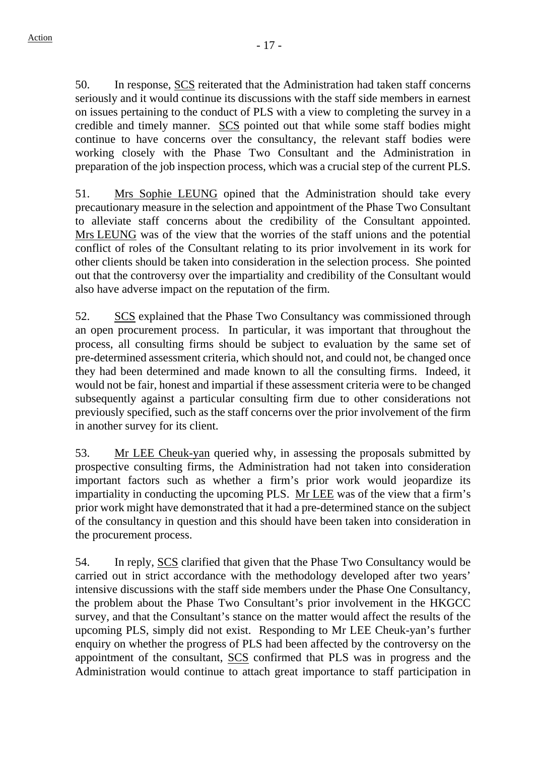50. In response, SCS reiterated that the Administration had taken staff concerns seriously and it would continue its discussions with the staff side members in earnest on issues pertaining to the conduct of PLS with a view to completing the survey in a credible and timely manner. SCS pointed out that while some staff bodies might continue to have concerns over the consultancy, the relevant staff bodies were working closely with the Phase Two Consultant and the Administration in preparation of the job inspection process, which was a crucial step of the current PLS.

51. Mrs Sophie LEUNG opined that the Administration should take every precautionary measure in the selection and appointment of the Phase Two Consultant to alleviate staff concerns about the credibility of the Consultant appointed. Mrs LEUNG was of the view that the worries of the staff unions and the potential conflict of roles of the Consultant relating to its prior involvement in its work for other clients should be taken into consideration in the selection process. She pointed out that the controversy over the impartiality and credibility of the Consultant would also have adverse impact on the reputation of the firm.

52. SCS explained that the Phase Two Consultancy was commissioned through an open procurement process. In particular, it was important that throughout the process, all consulting firms should be subject to evaluation by the same set of pre-determined assessment criteria, which should not, and could not, be changed once they had been determined and made known to all the consulting firms. Indeed, it would not be fair, honest and impartial if these assessment criteria were to be changed subsequently against a particular consulting firm due to other considerations not previously specified, such as the staff concerns over the prior involvement of the firm in another survey for its client.

53. Mr LEE Cheuk-yan queried why, in assessing the proposals submitted by prospective consulting firms, the Administration had not taken into consideration important factors such as whether a firm's prior work would jeopardize its impartiality in conducting the upcoming PLS. Mr LEE was of the view that a firm's prior work might have demonstrated that it had a pre-determined stance on the subject of the consultancy in question and this should have been taken into consideration in the procurement process.

54. In reply, SCS clarified that given that the Phase Two Consultancy would be carried out in strict accordance with the methodology developed after two years' intensive discussions with the staff side members under the Phase One Consultancy, the problem about the Phase Two Consultant's prior involvement in the HKGCC survey, and that the Consultant's stance on the matter would affect the results of the upcoming PLS, simply did not exist. Responding to Mr LEE Cheuk-yan's further enquiry on whether the progress of PLS had been affected by the controversy on the appointment of the consultant, SCS confirmed that PLS was in progress and the Administration would continue to attach great importance to staff participation in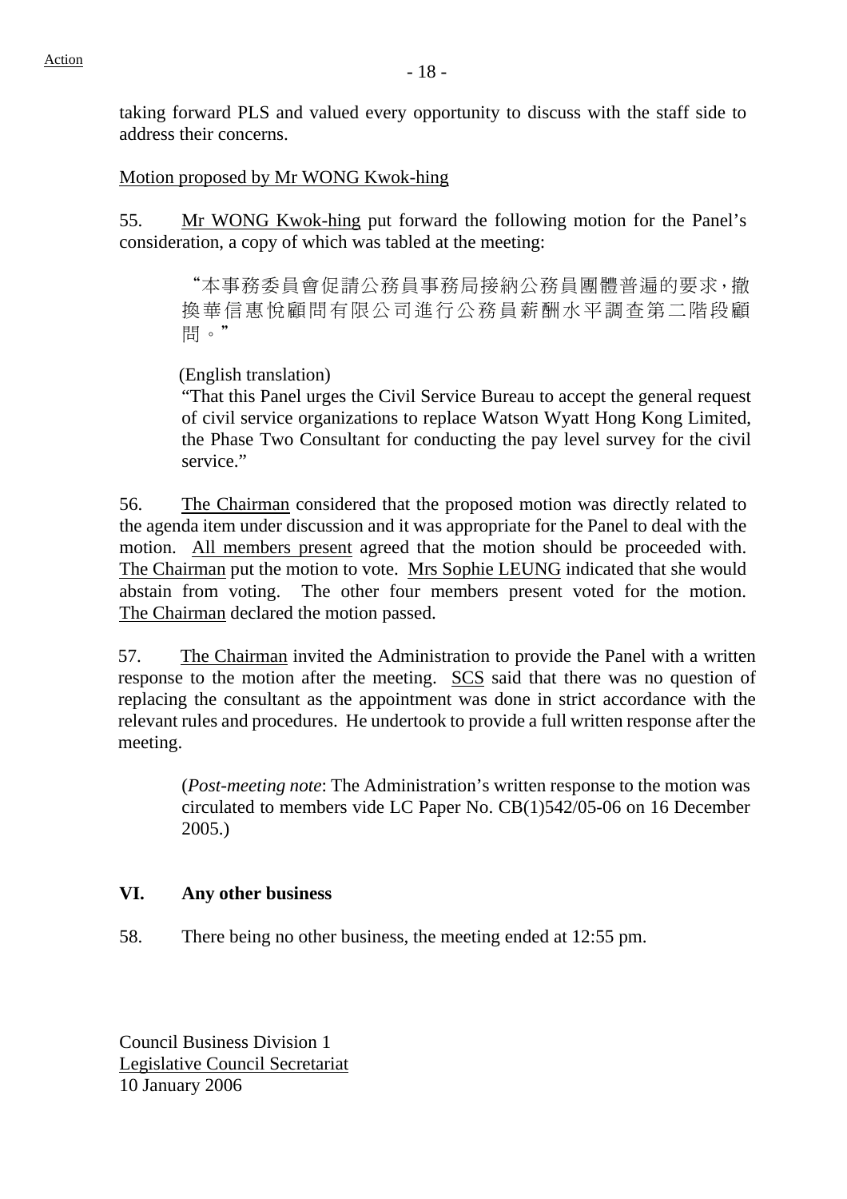taking forward PLS and valued every opportunity to discuss with the staff side to address their concerns.

Motion proposed by Mr WONG Kwok-hing

55. Mr WONG Kwok-hing put forward the following motion for the Panel's consideration, a copy of which was tabled at the meeting:

> "本事務委員會促請公務員事務局接納公務員團體普遍的要求，撤換華信惠悅顧問有限公司進行公務員薪酬水平調查第二階段顧問。"
>
> (English translation)
>
> "That this Panel urges the Civil Service Bureau to accept the general request of civil service organizations to replace Watson Wyatt Hong Kong Limited, the Phase Two Consultant for conducting the pay level survey for the civil service."

56. The Chairman considered that the proposed motion was directly related to the agenda item under discussion and it was appropriate for the Panel to deal with the motion. All members present agreed that the motion should be proceeded with. The Chairman put the motion to vote. Mrs Sophie LEUNG indicated that she would abstain from voting. The other four members present voted for the motion. The Chairman declared the motion passed.

57. The Chairman invited the Administration to provide the Panel with a written response to the motion after the meeting. SCS said that there was no question of replacing the consultant as the appointment was done in strict accordance with the relevant rules and procedures. He undertook to provide a full written response after the meeting.

> (*Post-meeting note*: The Administration's written response to the motion was circulated to members vide LC Paper No. CB(1)542/05-06 on 16 December 2005.)

## VI. Any other business

58. There being no other business, the meeting ended at 12:55 pm.

Council Business Division 1
Legislative Council Secretariat
10 January 2006